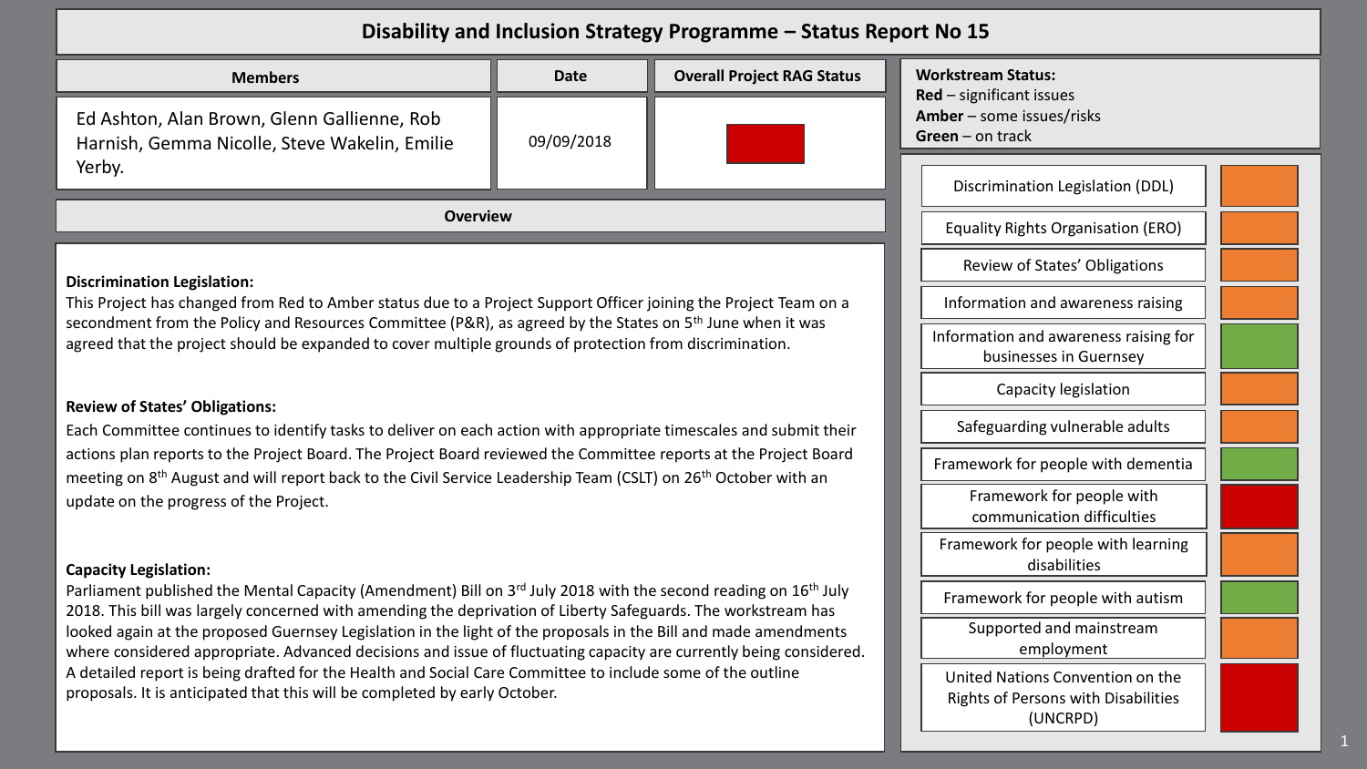# Disability and Inclusion Strategy Programme – Status Report No 15

| Members | Date | Overall Project RAG Status |
| --- | --- | --- |
| Ed Ashton, Alan Brown, Glenn Gallienne, Rob Harnish, Gemma Nicolle, Steve Wakelin, Emilie Yerby. | 09/09/2018 | Red |

## Overview

**Discrimination Legislation:**
This Project has changed from Red to Amber status due to a Project Support Officer joining the Project Team on a secondment from the Policy and Resources Committee (P&R), as agreed by the States on 5th June when it was agreed that the project should be expanded to cover multiple grounds of protection from discrimination.

**Review of States' Obligations:**
Each Committee continues to identify tasks to deliver on each action with appropriate timescales and submit their actions plan reports to the Project Board. The Project Board reviewed the Committee reports at the Project Board meeting on 8th August and will report back to the Civil Service Leadership Team (CSLT) on 26th October with an update on the progress of the Project.

**Capacity Legislation:**
Parliament published the Mental Capacity (Amendment) Bill on 3rd July 2018 with the second reading on 16th July 2018. This bill was largely concerned with amending the deprivation of Liberty Safeguards. The workstream has looked again at the proposed Guernsey Legislation in the light of the proposals in the Bill and made amendments where considered appropriate. Advanced decisions and issue of fluctuating capacity are currently being considered. A detailed report is being drafted for the Health and Social Care Committee to include some of the outline proposals. It is anticipated that this will be completed by early October.

## Workstream Status:

**Red** – significant issues
**Amber** – some issues/risks
**Green** – on track

| Workstream | Status |
| --- | --- |
| Discrimination Legislation (DDL) | Amber |
| Equality Rights Organisation (ERO) | Amber |
| Review of States' Obligations | Amber |
| Information and awareness raising | Amber |
| Information and awareness raising for businesses in Guernsey | Green |
| Capacity legislation | Amber |
| Safeguarding vulnerable adults | Amber |
| Framework for people with dementia | Green |
| Framework for people with communication difficulties | Red |
| Framework for people with learning disabilities | Amber |
| Framework for people with autism | Green |
| Supported and mainstream employment | Amber |
| United Nations Convention on the Rights of Persons with Disabilities (UNCRPD) | Red |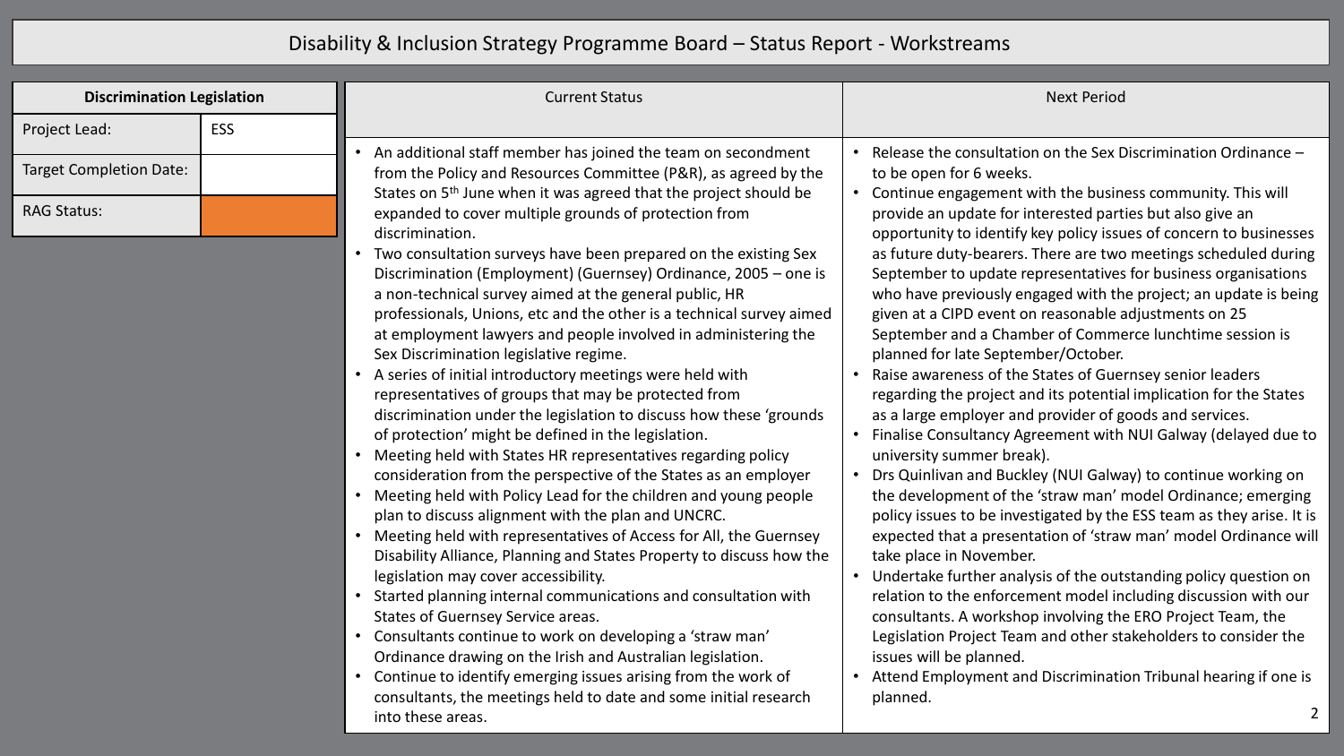# Disability & Inclusion Strategy Programme Board – Status Report - Workstreams

| Discrimination Legislation | |
|---|---|
| Project Lead: | ESS |
| Target Completion Date: | |
| RAG Status: | |

## Current Status

- An additional staff member has joined the team on secondment from the Policy and Resources Committee (P&R), as agreed by the States on 5th June when it was agreed that the project should be expanded to cover multiple grounds of protection from discrimination.
- Two consultation surveys have been prepared on the existing Sex Discrimination (Employment) (Guernsey) Ordinance, 2005 – one is a non-technical survey aimed at the general public, HR professionals, Unions, etc and the other is a technical survey aimed at employment lawyers and people involved in administering the Sex Discrimination legislative regime.
- A series of initial introductory meetings were held with representatives of groups that may be protected from discrimination under the legislation to discuss how these 'grounds of protection' might be defined in the legislation.
- Meeting held with States HR representatives regarding policy consideration from the perspective of the States as an employer
- Meeting held with Policy Lead for the children and young people plan to discuss alignment with the plan and UNCRC.
- Meeting held with representatives of Access for All, the Guernsey Disability Alliance, Planning and States Property to discuss how the legislation may cover accessibility.
- Started planning internal communications and consultation with States of Guernsey Service areas.
- Consultants continue to work on developing a 'straw man' Ordinance drawing on the Irish and Australian legislation.
- Continue to identify emerging issues arising from the work of consultants, the meetings held to date and some initial research into these areas.

## Next Period

- Release the consultation on the Sex Discrimination Ordinance – to be open for 6 weeks.
- Continue engagement with the business community. This will provide an update for interested parties but also give an opportunity to identify key policy issues of concern to businesses as future duty-bearers. There are two meetings scheduled during September to update representatives for business organisations who have previously engaged with the project; an update is being given at a CIPD event on reasonable adjustments on 25 September and a Chamber of Commerce lunchtime session is planned for late September/October.
- Raise awareness of the States of Guernsey senior leaders regarding the project and its potential implication for the States as a large employer and provider of goods and services.
- Finalise Consultancy Agreement with NUI Galway (delayed due to university summer break).
- Drs Quinlivan and Buckley (NUI Galway) to continue working on the development of the 'straw man' model Ordinance; emerging policy issues to be investigated by the ESS team as they arise. It is expected that a presentation of 'straw man' model Ordinance will take place in November.
- Undertake further analysis of the outstanding policy question on relation to the enforcement model including discussion with our consultants. A workshop involving the ERO Project Team, the Legislation Project Team and other stakeholders to consider the issues will be planned.
- Attend Employment and Discrimination Tribunal hearing if one is planned.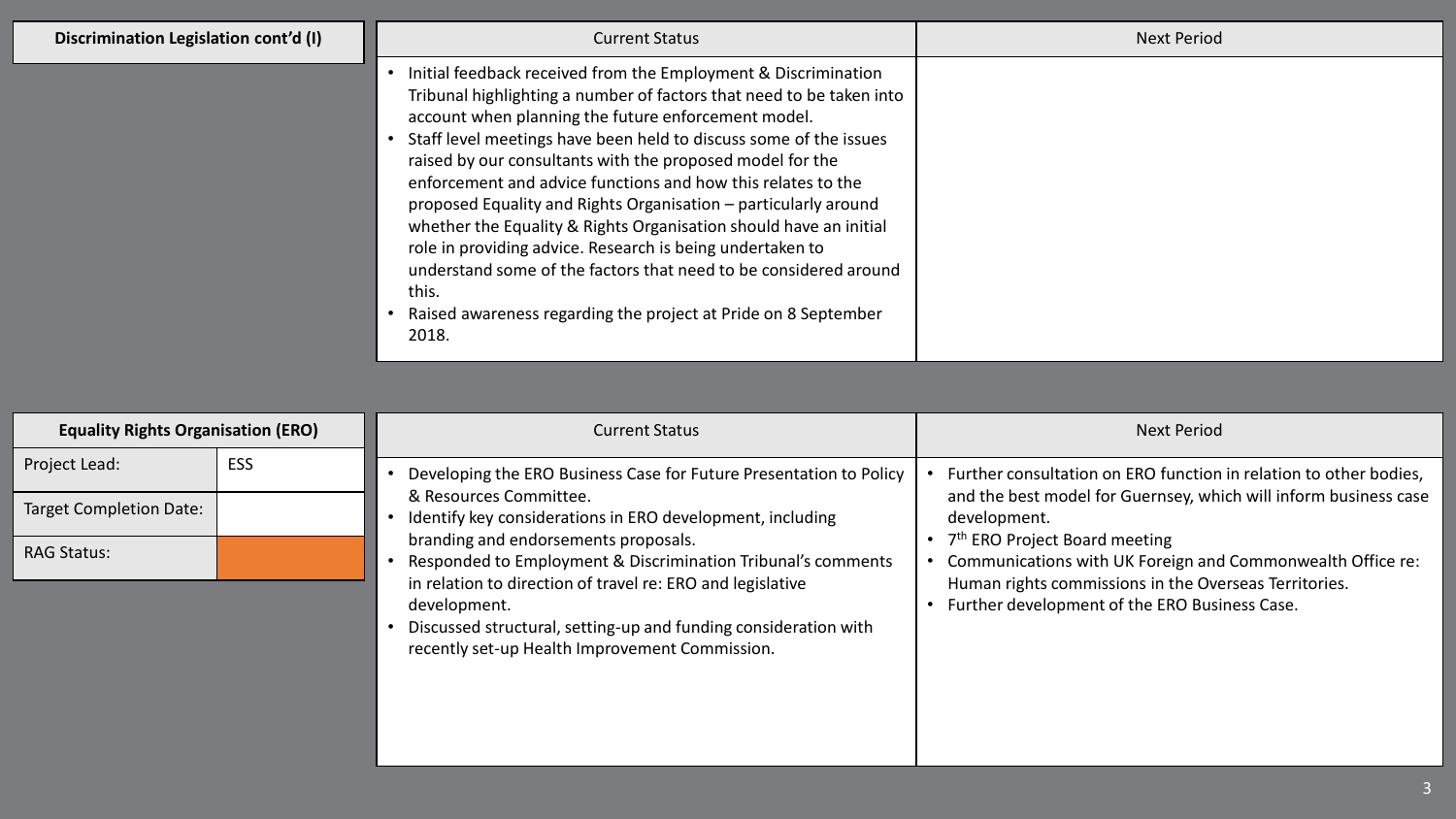## Discrimination Legislation cont'd (I)

| Current Status | Next Period |
| --- | --- |
| • Initial feedback received from the Employment & Discrimination Tribunal highlighting a number of factors that need to be taken into account when planning the future enforcement model.<br>• Staff level meetings have been held to discuss some of the issues raised by our consultants with the proposed model for the enforcement and advice functions and how this relates to the proposed Equality and Rights Organisation – particularly around whether the Equality & Rights Organisation should have an initial role in providing advice. Research is being undertaken to understand some of the factors that need to be considered around this.<br>• Raised awareness regarding the project at Pride on 8 September 2018. | |

## Equality Rights Organisation (ERO)

| | |
| --- | --- |
| Project Lead: | ESS |
| Target Completion Date: | |
| RAG Status: | (Amber) |

| Current Status | Next Period |
| --- | --- |
| • Developing the ERO Business Case for Future Presentation to Policy & Resources Committee.<br>• Identify key considerations in ERO development, including branding and endorsements proposals.<br>• Responded to Employment & Discrimination Tribunal's comments in relation to direction of travel re: ERO and legislative development.<br>• Discussed structural, setting-up and funding consideration with recently set-up Health Improvement Commission. | • Further consultation on ERO function in relation to other bodies, and the best model for Guernsey, which will inform business case development.<br>• 7th ERO Project Board meeting<br>• Communications with UK Foreign and Commonwealth Office re: Human rights commissions in the Overseas Territories.<br>• Further development of the ERO Business Case. |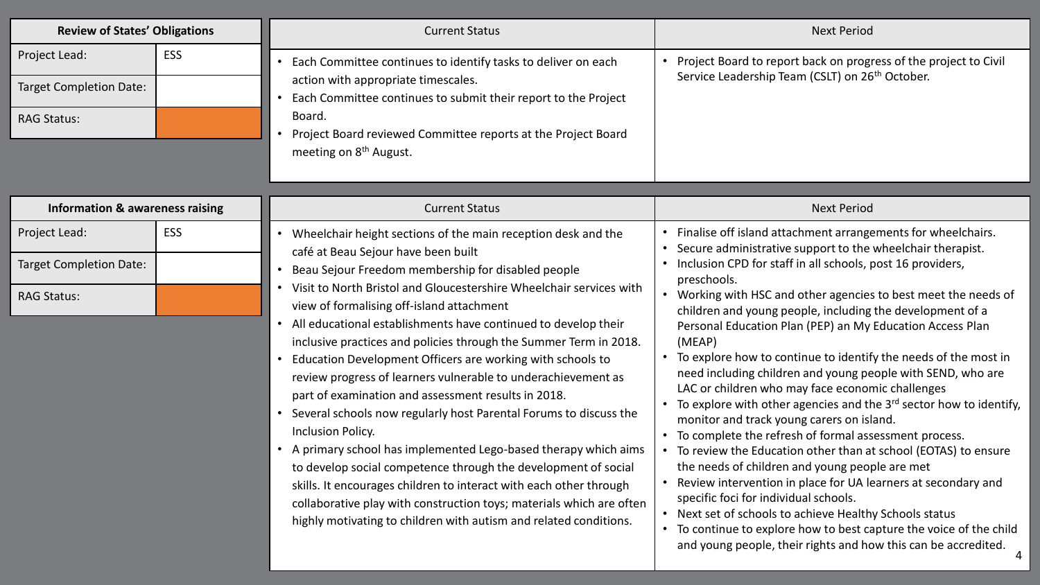## Review of States' Obligations

| Review of States' Obligations | |
|---|---|
| Project Lead: | ESS |
| Target Completion Date: | |
| RAG Status: | |

| Current Status | Next Period |
|---|---|
| • Each Committee continues to identify tasks to deliver on each action with appropriate timescales.<br>• Each Committee continues to submit their report to the Project Board.<br>• Project Board reviewed Committee reports at the Project Board meeting on 8th August. | • Project Board to report back on progress of the project to Civil Service Leadership Team (CSLT) on 26th October. |

## Information & awareness raising

| Information & awareness raising | |
|---|---|
| Project Lead: | ESS |
| Target Completion Date: | |
| RAG Status: | |

| Current Status | Next Period |
|---|---|
| • Wheelchair height sections of the main reception desk and the café at Beau Sejour have been built<br>• Beau Sejour Freedom membership for disabled people<br>• Visit to North Bristol and Gloucestershire Wheelchair services with view of formalising off-island attachment<br>• All educational establishments have continued to develop their inclusive practices and policies through the Summer Term in 2018.<br>• Education Development Officers are working with schools to review progress of learners vulnerable to underachievement as part of examination and assessment results in 2018.<br>• Several schools now regularly host Parental Forums to discuss the Inclusion Policy.<br>• A primary school has implemented Lego-based therapy which aims to develop social competence through the development of social skills. It encourages children to interact with each other through collaborative play with construction toys; materials which are often highly motivating to children with autism and related conditions. | • Finalise off island attachment arrangements for wheelchairs.<br>• Secure administrative support to the wheelchair therapist.<br>• Inclusion CPD for staff in all schools, post 16 providers, preschools.<br>• Working with HSC and other agencies to best meet the needs of children and young people, including the development of a Personal Education Plan (PEP) an My Education Access Plan (MEAP)<br>• To explore how to continue to identify the needs of the most in need including children and young people with SEND, who are LAC or children who may face economic challenges<br>• To explore with other agencies and the 3rd sector how to identify, monitor and track young carers on island.<br>• To complete the refresh of formal assessment process.<br>• To review the Education other than at school (EOTAS) to ensure the needs of children and young people are met<br>• Review intervention in place for UA learners at secondary and specific foci for individual schools.<br>• Next set of schools to achieve Healthy Schools status<br>• To continue to explore how to best capture the voice of the child and young people, their rights and how this can be accredited. |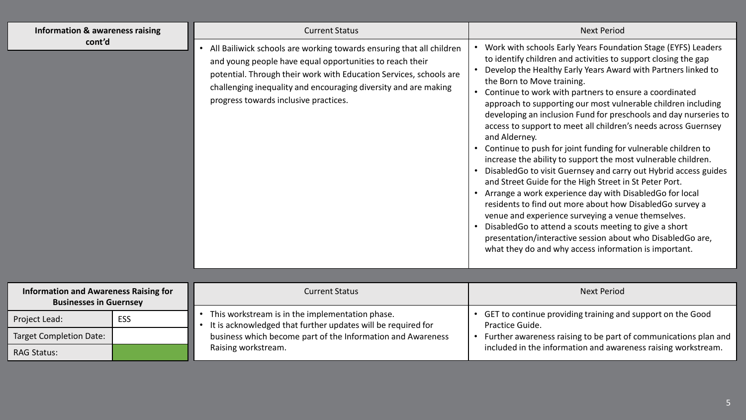| Information & awareness raising cont'd | Current Status | Next Period |
|---|---|---|
| | • All Bailiwick schools are working towards ensuring that all children and young people have equal opportunities to reach their potential. Through their work with Education Services, schools are challenging inequality and encouraging diversity and are making progress towards inclusive practices. | • Work with schools Early Years Foundation Stage (EYFS) Leaders to identify children and activities to support closing the gap<br>• Develop the Healthy Early Years Award with Partners linked to the Born to Move training.<br>• Continue to work with partners to ensure a coordinated approach to supporting our most vulnerable children including developing an inclusion Fund for preschools and day nurseries to access to support to meet all children's needs across Guernsey and Alderney.<br>• Continue to push for joint funding for vulnerable children to increase the ability to support the most vulnerable children.<br>• DisabledGo to visit Guernsey and carry out Hybrid access guides and Street Guide for the High Street in St Peter Port.<br>• Arrange a work experience day with DisabledGo for local residents to find out more about how DisabledGo survey a venue and experience surveying a venue themselves.<br>• DisabledGo to attend a scouts meeting to give a short presentation/interactive session about who DisabledGo are, what they do and why access information is important. |

| Information and Awareness Raising for Businesses in Guernsey | | Current Status | Next Period |
|---|---|---|---|
| Project Lead: | ESS | • This workstream is in the implementation phase.<br>• It is acknowledged that further updates will be required for business which become part of the Information and Awareness Raising workstream. | • GET to continue providing training and support on the Good Practice Guide.<br>• Further awareness raising to be part of communications plan and included in the information and awareness raising workstream. |
| Target Completion Date: | | | |
| RAG Status: | Green | | |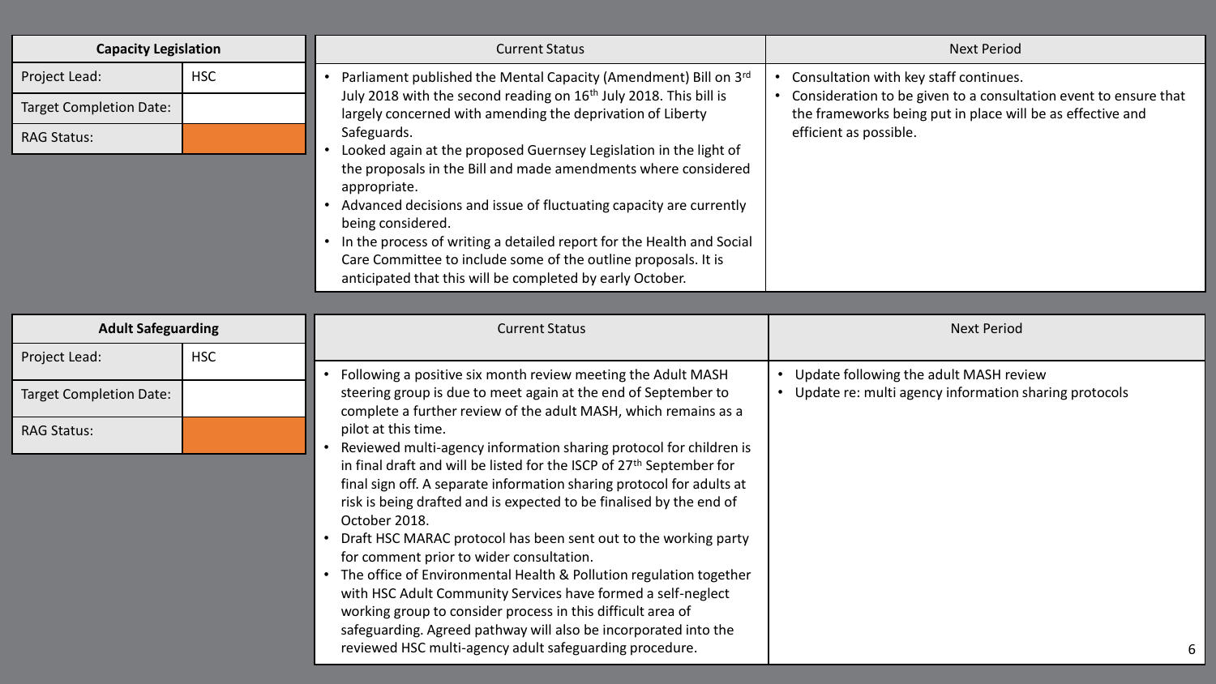| Capacity Legislation | |
|---|---|
| Project Lead: | HSC |
| Target Completion Date: | |
| RAG Status: | |

| Current Status | Next Period |
|---|---|
| • Parliament published the Mental Capacity (Amendment) Bill on 3rd July 2018 with the second reading on 16th July 2018. This bill is largely concerned with amending the deprivation of Liberty Safeguards.<br>• Looked again at the proposed Guernsey Legislation in the light of the proposals in the Bill and made amendments where considered appropriate.<br>• Advanced decisions and issue of fluctuating capacity are currently being considered.<br>• In the process of writing a detailed report for the Health and Social Care Committee to include some of the outline proposals. It is anticipated that this will be completed by early October. | • Consultation with key staff continues.<br>• Consideration to be given to a consultation event to ensure that the frameworks being put in place will be as effective and efficient as possible. |

| Adult Safeguarding | |
|---|---|
| Project Lead: | HSC |
| Target Completion Date: | |
| RAG Status: | |

| Current Status | Next Period |
|---|---|
| • Following a positive six month review meeting the Adult MASH steering group is due to meet again at the end of September to complete a further review of the adult MASH, which remains as a pilot at this time.<br>• Reviewed multi-agency information sharing protocol for children is in final draft and will be listed for the ISCP of 27th September for final sign off. A separate information sharing protocol for adults at risk is being drafted and is expected to be finalised by the end of October 2018.<br>• Draft HSC MARAC protocol has been sent out to the working party for comment prior to wider consultation.<br>• The office of Environmental Health & Pollution regulation together with HSC Adult Community Services have formed a self-neglect working group to consider process in this difficult area of safeguarding. Agreed pathway will also be incorporated into the reviewed HSC multi-agency adult safeguarding procedure. | • Update following the adult MASH review<br>• Update re: multi agency information sharing protocols |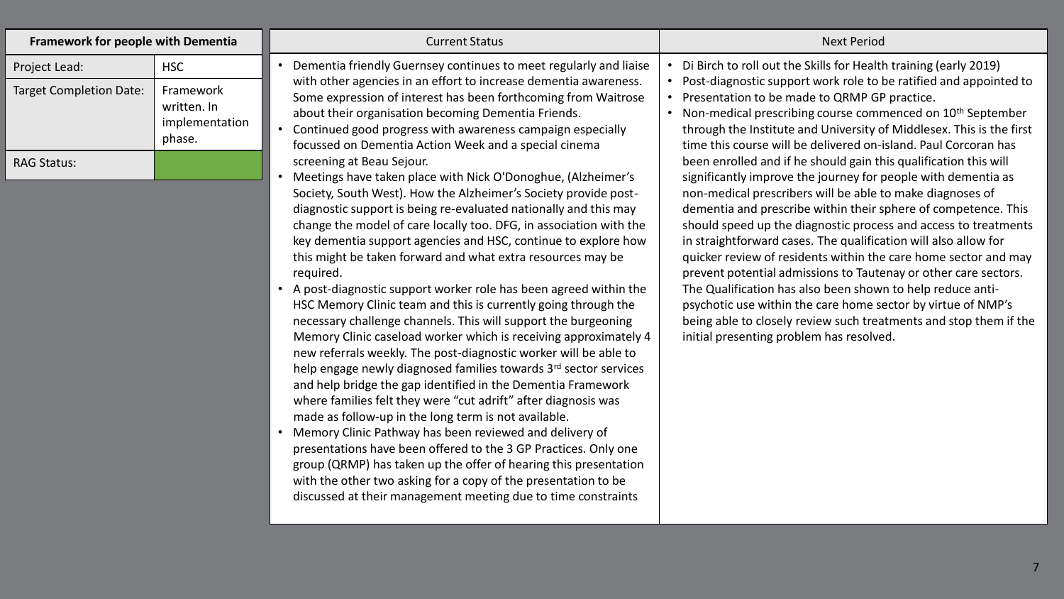| Framework for people with Dementia | |
|---|---|
| Project Lead: | HSC |
| Target Completion Date: | Framework written. In implementation phase. |
| RAG Status: | |

| Current Status | Next Period |
|---|---|
| • Dementia friendly Guernsey continues to meet regularly and liaise with other agencies in an effort to increase dementia awareness. Some expression of interest has been forthcoming from Waitrose about their organisation becoming Dementia Friends.<br>• Continued good progress with awareness campaign especially focussed on Dementia Action Week and a special cinema screening at Beau Sejour.<br>• Meetings have taken place with Nick O'Donoghue, (Alzheimer's Society, South West). How the Alzheimer's Society provide post-diagnostic support is being re-evaluated nationally and this may change the model of care locally too. DFG, in association with the key dementia support agencies and HSC, continue to explore how this might be taken forward and what extra resources may be required.<br>• A post-diagnostic support worker role has been agreed within the HSC Memory Clinic team and this is currently going through the necessary challenge channels. This will support the burgeoning Memory Clinic caseload worker which is receiving approximately 4 new referrals weekly. The post-diagnostic worker will be able to help engage newly diagnosed families towards 3rd sector services and help bridge the gap identified in the Dementia Framework where families felt they were "cut adrift" after diagnosis was made as follow-up in the long term is not available.<br>• Memory Clinic Pathway has been reviewed and delivery of presentations have been offered to the 3 GP Practices. Only one group (QRMP) has taken up the offer of hearing this presentation with the other two asking for a copy of the presentation to be discussed at their management meeting due to time constraints | • Di Birch to roll out the Skills for Health training (early 2019)<br>• Post-diagnostic support work role to be ratified and appointed to<br>• Presentation to be made to QRMP GP practice.<br>• Non-medical prescribing course commenced on 10th September through the Institute and University of Middlesex. This is the first time this course will be delivered on-island. Paul Corcoran has been enrolled and if he should gain this qualification this will significantly improve the journey for people with dementia as non-medical prescribers will be able to make diagnoses of dementia and prescribe within their sphere of competence. This should speed up the diagnostic process and access to treatments in straightforward cases. The qualification will also allow for quicker review of residents within the care home sector and may prevent potential admissions to Tautenay or other care sectors. The Qualification has also been shown to help reduce anti-psychotic use within the care home sector by virtue of NMP's being able to closely review such treatments and stop them if the initial presenting problem has resolved. |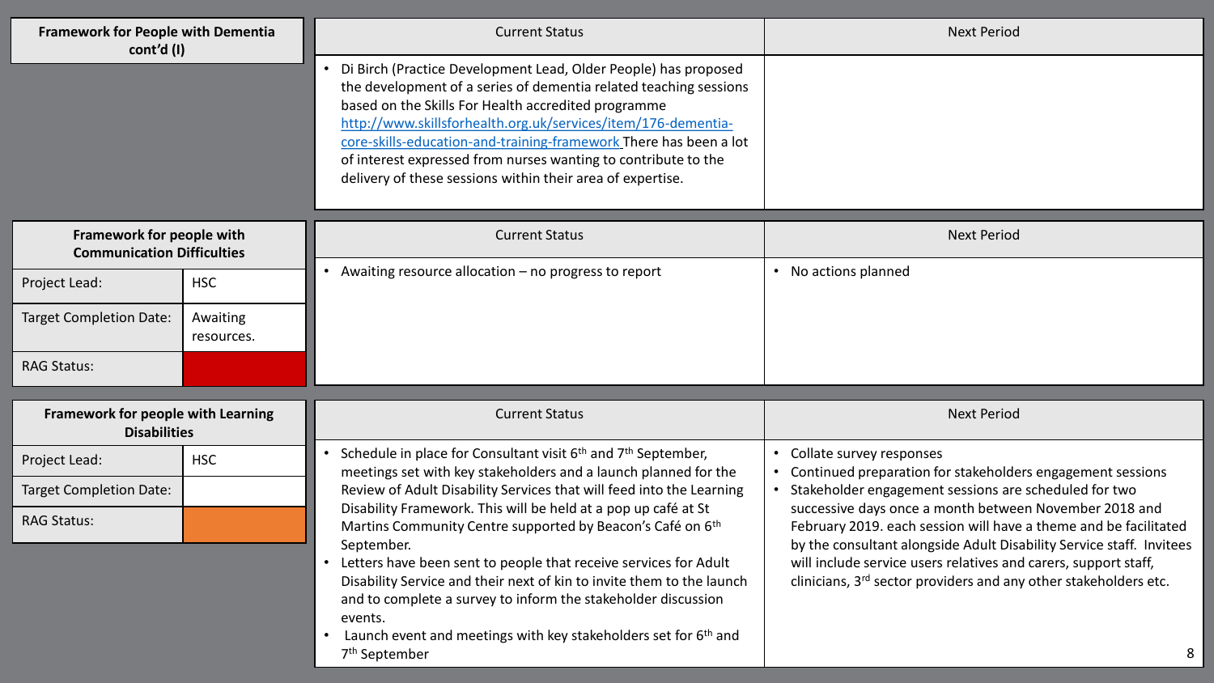## Framework for People with Dementia cont'd (I)

| Current Status | Next Period |
|---|---|
| • Di Birch (Practice Development Lead, Older People) has proposed the development of a series of dementia related teaching sessions based on the Skills For Health accredited programme [http://www.skillsforhealth.org.uk/services/item/176-dementia-core-skills-education-and-training-framework](http://www.skillsforhealth.org.uk/services/item/176-dementia-core-skills-education-and-training-framework) There has been a lot of interest expressed from nurses wanting to contribute to the delivery of these sessions within their area of expertise. | |

## Framework for people with Communication Difficulties

| | |
|---|---|
| Project Lead: | HSC |
| Target Completion Date: | Awaiting resources. |
| RAG Status: | Red |

| Current Status | Next Period |
|---|---|
| • Awaiting resource allocation – no progress to report | • No actions planned |

## Framework for people with Learning Disabilities

| | |
|---|---|
| Project Lead: | HSC |
| Target Completion Date: | |
| RAG Status: | Amber |

| Current Status | Next Period |
|---|---|
| • Schedule in place for Consultant visit 6th and 7th September, meetings set with key stakeholders and a launch planned for the Review of Adult Disability Services that will feed into the Learning Disability Framework. This will be held at a pop up café at St Martins Community Centre supported by Beacon's Café on 6th September.<br>• Letters have been sent to people that receive services for Adult Disability Service and their next of kin to invite them to the launch and to complete a survey to inform the stakeholder discussion events.<br>• Launch event and meetings with key stakeholders set for 6th and 7th September | • Collate survey responses<br>• Continued preparation for stakeholders engagement sessions<br>• Stakeholder engagement sessions are scheduled for two successive days once a month between November 2018 and February 2019. each session will have a theme and be facilitated by the consultant alongside Adult Disability Service staff. Invitees will include service users relatives and carers, support staff, clinicians, 3rd sector providers and any other stakeholders etc. |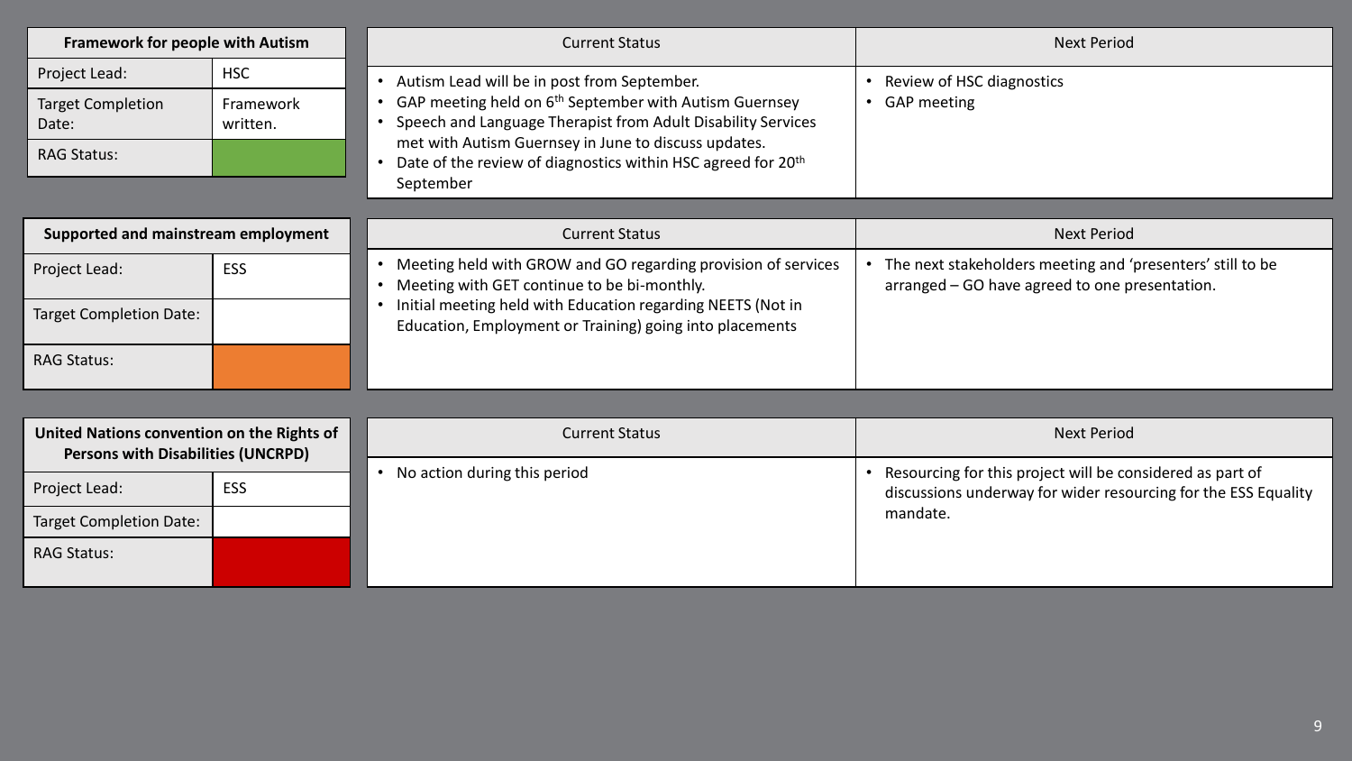| Framework for people with Autism | |
|---|---|
| Project Lead: | HSC |
| Target Completion Date: | Framework written. |
| RAG Status: | |

| Current Status | Next Period |
|---|---|
| • Autism Lead will be in post from September.<br>• GAP meeting held on 6th September with Autism Guernsey<br>• Speech and Language Therapist from Adult Disability Services met with Autism Guernsey in June to discuss updates.<br>• Date of the review of diagnostics within HSC agreed for 20th September | • Review of HSC diagnostics<br>• GAP meeting |

| Supported and mainstream employment | |
|---|---|
| Project Lead: | ESS |
| Target Completion Date: | |
| RAG Status: | |

| Current Status | Next Period |
|---|---|
| • Meeting held with GROW and GO regarding provision of services<br>• Meeting with GET continue to be bi-monthly.<br>• Initial meeting held with Education regarding NEETS (Not in Education, Employment or Training) going into placements | • The next stakeholders meeting and 'presenters' still to be arranged – GO have agreed to one presentation. |

| United Nations convention on the Rights of Persons with Disabilities (UNCRPD) | |
|---|---|
| Project Lead: | ESS |
| Target Completion Date: | |
| RAG Status: | |

| Current Status | Next Period |
|---|---|
| • No action during this period | • Resourcing for this project will be considered as part of discussions underway for wider resourcing for the ESS Equality mandate. |